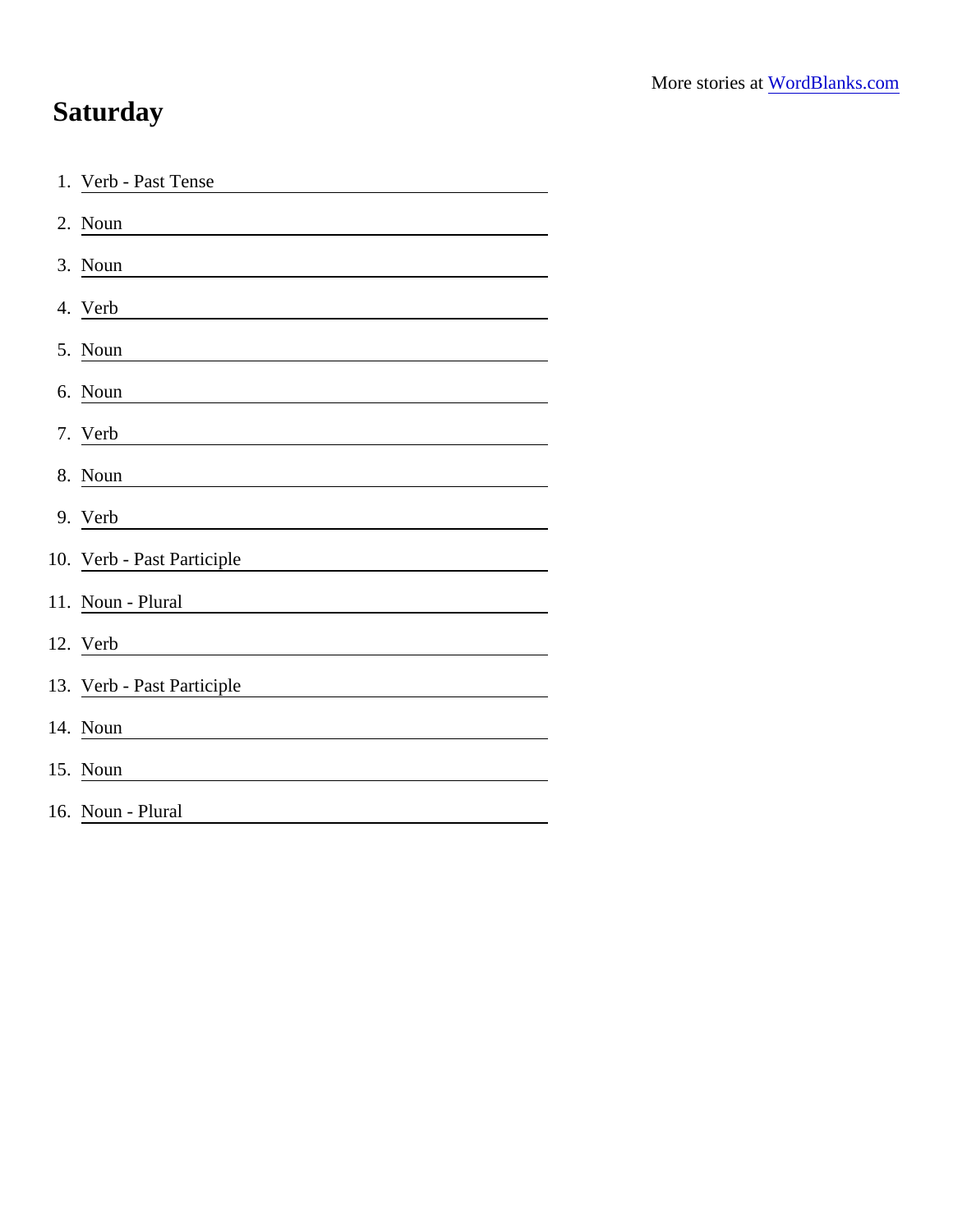More stories at WordBlanks.com

# Saturday

1. Verb - Past Tense \_\_\_\_\_\_\_\_\_\_\_\_\_\_\_\_\_\_\_\_
2. Noun \_\_\_\_\_\_\_\_\_\_\_\_\_\_\_\_\_\_\_\_
3. Noun \_\_\_\_\_\_\_\_\_\_\_\_\_\_\_\_\_\_\_\_
4. Verb \_\_\_\_\_\_\_\_\_\_\_\_\_\_\_\_\_\_\_\_
5. Noun \_\_\_\_\_\_\_\_\_\_\_\_\_\_\_\_\_\_\_\_
6. Noun \_\_\_\_\_\_\_\_\_\_\_\_\_\_\_\_\_\_\_\_
7. Verb \_\_\_\_\_\_\_\_\_\_\_\_\_\_\_\_\_\_\_\_
8. Noun \_\_\_\_\_\_\_\_\_\_\_\_\_\_\_\_\_\_\_\_
9. Verb \_\_\_\_\_\_\_\_\_\_\_\_\_\_\_\_\_\_\_\_
10. Verb - Past Participle \_\_\_\_\_\_\_\_\_\_\_\_\_\_\_\_\_\_\_\_
11. Noun - Plural \_\_\_\_\_\_\_\_\_\_\_\_\_\_\_\_\_\_\_\_
12. Verb \_\_\_\_\_\_\_\_\_\_\_\_\_\_\_\_\_\_\_\_
13. Verb - Past Participle \_\_\_\_\_\_\_\_\_\_\_\_\_\_\_\_\_\_\_\_
14. Noun \_\_\_\_\_\_\_\_\_\_\_\_\_\_\_\_\_\_\_\_
15. Noun \_\_\_\_\_\_\_\_\_\_\_\_\_\_\_\_\_\_\_\_
16. Noun - Plural \_\_\_\_\_\_\_\_\_\_\_\_\_\_\_\_\_\_\_\_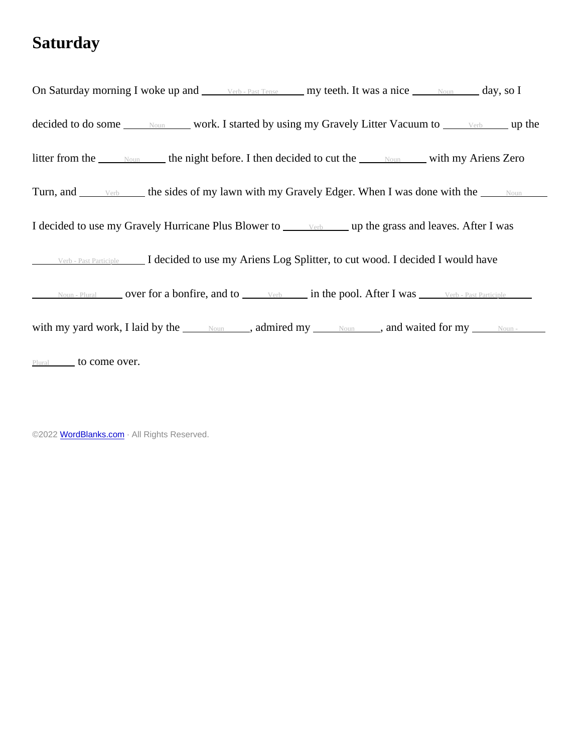# Saturday

On Saturday morning I woke up and \_\_\_\_\_Verb - Past Tense\_\_\_\_\_ my teeth. It was a nice \_\_\_\_\_Noun\_\_\_\_\_ day, so I decided to do some \_\_\_\_\_Noun\_\_\_\_\_ work. I started by using my Gravely Litter Vacuum to \_\_\_\_\_Verb\_\_\_\_\_ up the litter from the \_\_\_\_\_Noun\_\_\_\_\_ the night before. I then decided to cut the \_\_\_\_\_Noun\_\_\_\_\_ with my Ariens Zero Turn, and \_\_\_\_\_Verb\_\_\_\_\_ the sides of my lawn with my Gravely Edger. When I was done with the \_\_\_\_\_Noun\_\_\_\_\_ I decided to use my Gravely Hurricane Plus Blower to \_\_\_\_\_Verb\_\_\_\_\_ up the grass and leaves. After I was \_\_\_\_\_Verb - Past Participle\_\_\_\_\_ I decided to use my Ariens Log Splitter, to cut wood. I decided I would have \_\_\_\_\_Noun - Plural\_\_\_\_\_ over for a bonfire, and to \_\_\_\_\_Verb\_\_\_\_\_ in the pool. After I was \_\_\_\_\_Verb - Past Participle\_\_\_\_\_ with my yard work, I laid by the \_\_\_\_\_Noun\_\_\_\_\_, admired my \_\_\_\_\_Noun\_\_\_\_\_, and waited for my \_\_\_\_\_Noun - Plural\_\_\_\_\_ to come over.

©2022 WordBlanks.com · All Rights Reserved.